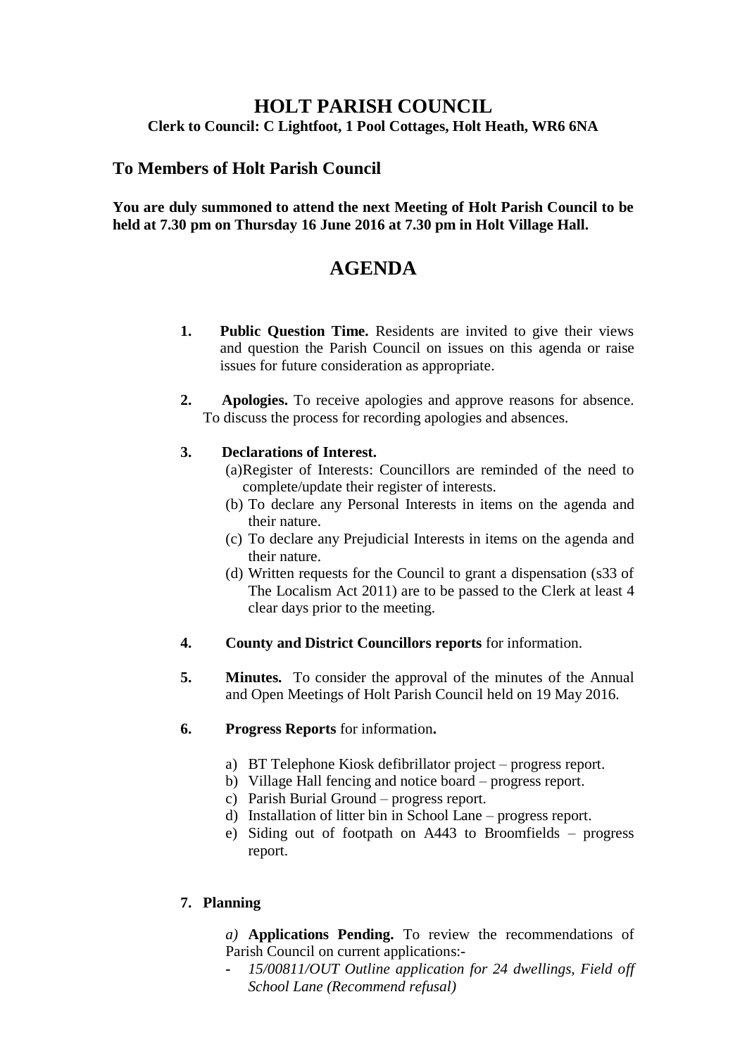# HOLT PARISH COUNCIL

**Clerk to Council: C Lightfoot, 1 Pool Cottages, Holt Heath, WR6 6NA**

## To Members of Holt Parish Council

**You are duly summoned to attend the next Meeting of Holt Parish Council to be held at 7.30 pm on Thursday 16 June 2016 at 7.30 pm in Holt Village Hall.**

# AGENDA

1. **Public Question Time.** Residents are invited to give their views and question the Parish Council on issues on this agenda or raise issues for future consideration as appropriate.

2. **Apologies.** To receive apologies and approve reasons for absence. To discuss the process for recording apologies and absences.

3. **Declarations of Interest.**
   (a) Register of Interests: Councillors are reminded of the need to complete/update their register of interests.
   (b) To declare any Personal Interests in items on the agenda and their nature.
   (c) To declare any Prejudicial Interests in items on the agenda and their nature.
   (d) Written requests for the Council to grant a dispensation (s33 of The Localism Act 2011) are to be passed to the Clerk at least 4 clear days prior to the meeting.

4. **County and District Councillors reports** for information.

5. **Minutes.** To consider the approval of the minutes of the Annual and Open Meetings of Holt Parish Council held on 19 May 2016.

6. **Progress Reports** for information**.**

   a) BT Telephone Kiosk defibrillator project – progress report.
   b) Village Hall fencing and notice board – progress report.
   c) Parish Burial Ground – progress report.
   d) Installation of litter bin in School Lane – progress report.
   e) Siding out of footpath on A443 to Broomfields – progress report.

7. **Planning**

   *a)* **Applications Pending.** To review the recommendations of Parish Council on current applications:-
   - *15/00811/OUT Outline application for 24 dwellings, Field off School Lane (Recommend refusal)*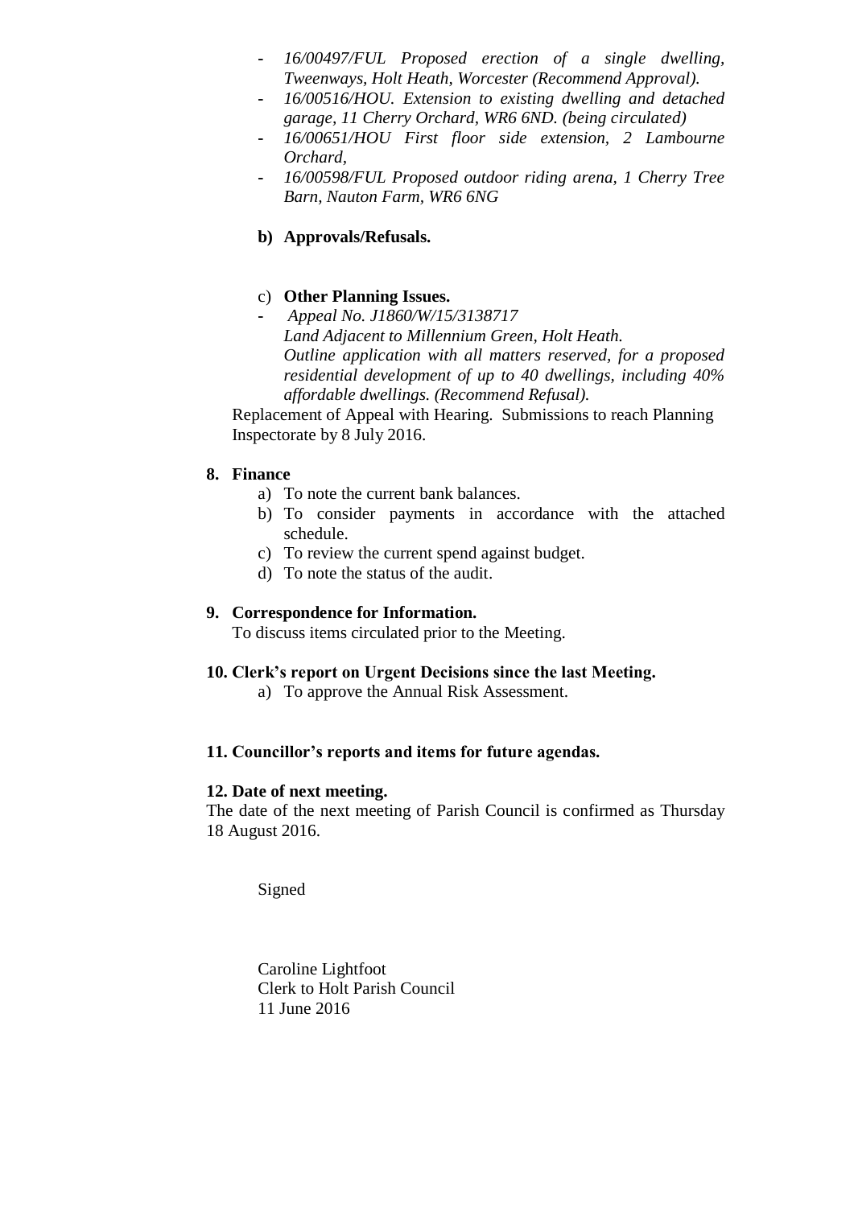- *16/00497/FUL Proposed erection of a single dwelling, Tweenways, Holt Heath, Worcester (Recommend Approval).*
- *16/00516/HOU. Extension to existing dwelling and detached garage, 11 Cherry Orchard, WR6 6ND. (being circulated)*
- *16/00651/HOU First floor side extension, 2 Lambourne Orchard,*
- *16/00598/FUL Proposed outdoor riding arena, 1 Cherry Tree Barn, Nauton Farm, WR6 6NG*

**b) Approvals/Refusals.**

c) **Other Planning Issues.**

- *Appeal No. J1860/W/15/3138717*
  *Land Adjacent to Millennium Green, Holt Heath.*
  *Outline application with all matters reserved, for a proposed residential development of up to 40 dwellings, including 40% affordable dwellings. (Recommend Refusal).*

Replacement of Appeal with Hearing. Submissions to reach Planning Inspectorate by 8 July 2016.

**8. Finance**

a) To note the current bank balances.
b) To consider payments in accordance with the attached schedule.
c) To review the current spend against budget.
d) To note the status of the audit.

**9. Correspondence for Information.**

To discuss items circulated prior to the Meeting.

**10. Clerk's report on Urgent Decisions since the last Meeting.**

a) To approve the Annual Risk Assessment.

**11. Councillor's reports and items for future agendas.**

**12. Date of next meeting.**

The date of the next meeting of Parish Council is confirmed as Thursday 18 August 2016.

Signed

Caroline Lightfoot
Clerk to Holt Parish Council
11 June 2016